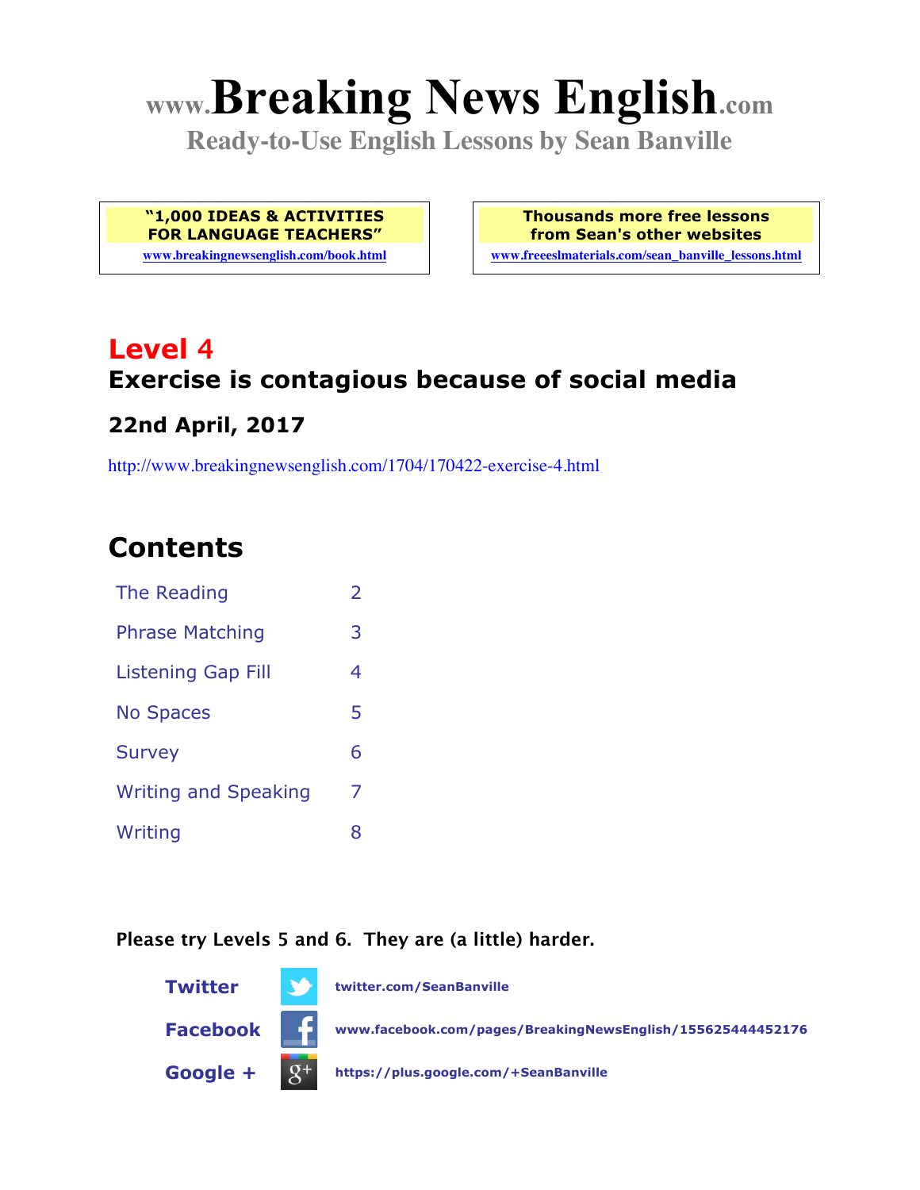# www.Breaking News English.com

**Ready-to-Use English Lessons by Sean Banville**

**"1,000 IDEAS & ACTIVITIES FOR LANGUAGE TEACHERS"**
www.breakingnewsenglish.com/book.html

**Thousands more free lessons from Sean's other websites**
www.freeeslmaterials.com/sean_banville_lessons.html

## Level 4

## Exercise is contagious because of social media

### 22nd April, 2017

http://www.breakingnewsenglish.com/1704/170422-exercise-4.html

## Contents

| | |
|---|---|
| The Reading | 2 |
| Phrase Matching | 3 |
| Listening Gap Fill | 4 |
| No Spaces | 5 |
| Survey | 6 |
| Writing and Speaking | 7 |
| Writing | 8 |

**Please try Levels 5 and 6. They are (a little) harder.**

**Twitter** twitter.com/SeanBanville

**Facebook** www.facebook.com/pages/BreakingNewsEnglish/155625444452176

**Google +** https://plus.google.com/+SeanBanville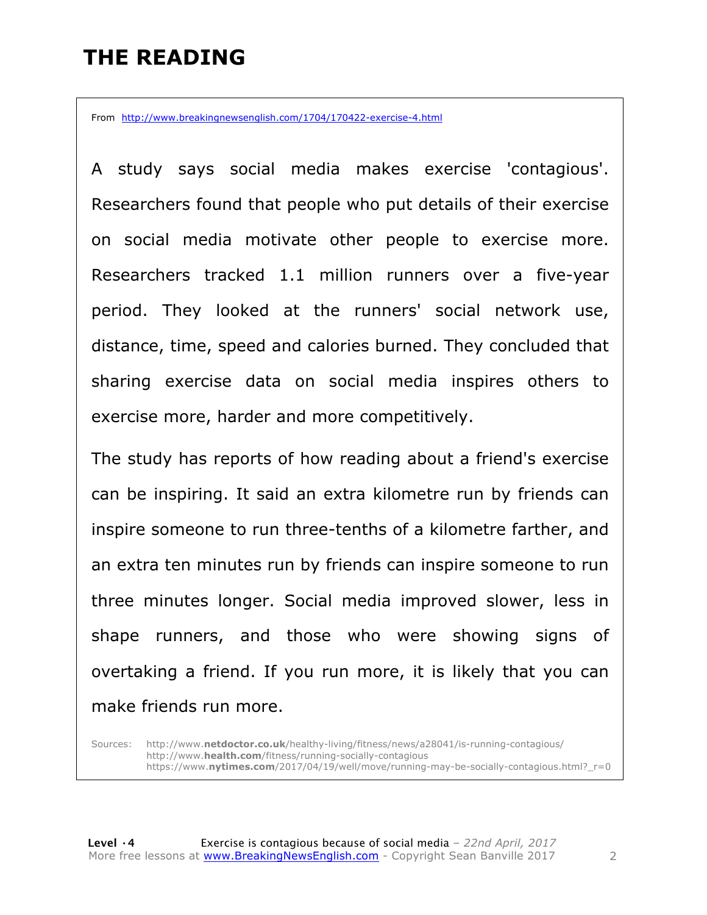# THE READING

From http://www.breakingnewsenglish.com/1704/170422-exercise-4.html

A study says social media makes exercise 'contagious'. Researchers found that people who put details of their exercise on social media motivate other people to exercise more. Researchers tracked 1.1 million runners over a five-year period. They looked at the runners' social network use, distance, time, speed and calories burned. They concluded that sharing exercise data on social media inspires others to exercise more, harder and more competitively.

The study has reports of how reading about a friend's exercise can be inspiring. It said an extra kilometre run by friends can inspire someone to run three-tenths of a kilometre farther, and an extra ten minutes run by friends can inspire someone to run three minutes longer. Social media improved slower, less in shape runners, and those who were showing signs of overtaking a friend. If you run more, it is likely that you can make friends run more.

Sources: http://www.**netdoctor.co.uk**/healthy-living/fitness/news/a28041/is-running-contagious/
http://www.**health.com**/fitness/running-socially-contagious
https://www.**nytimes.com**/2017/04/19/well/move/running-may-be-socially-contagious.html?_r=0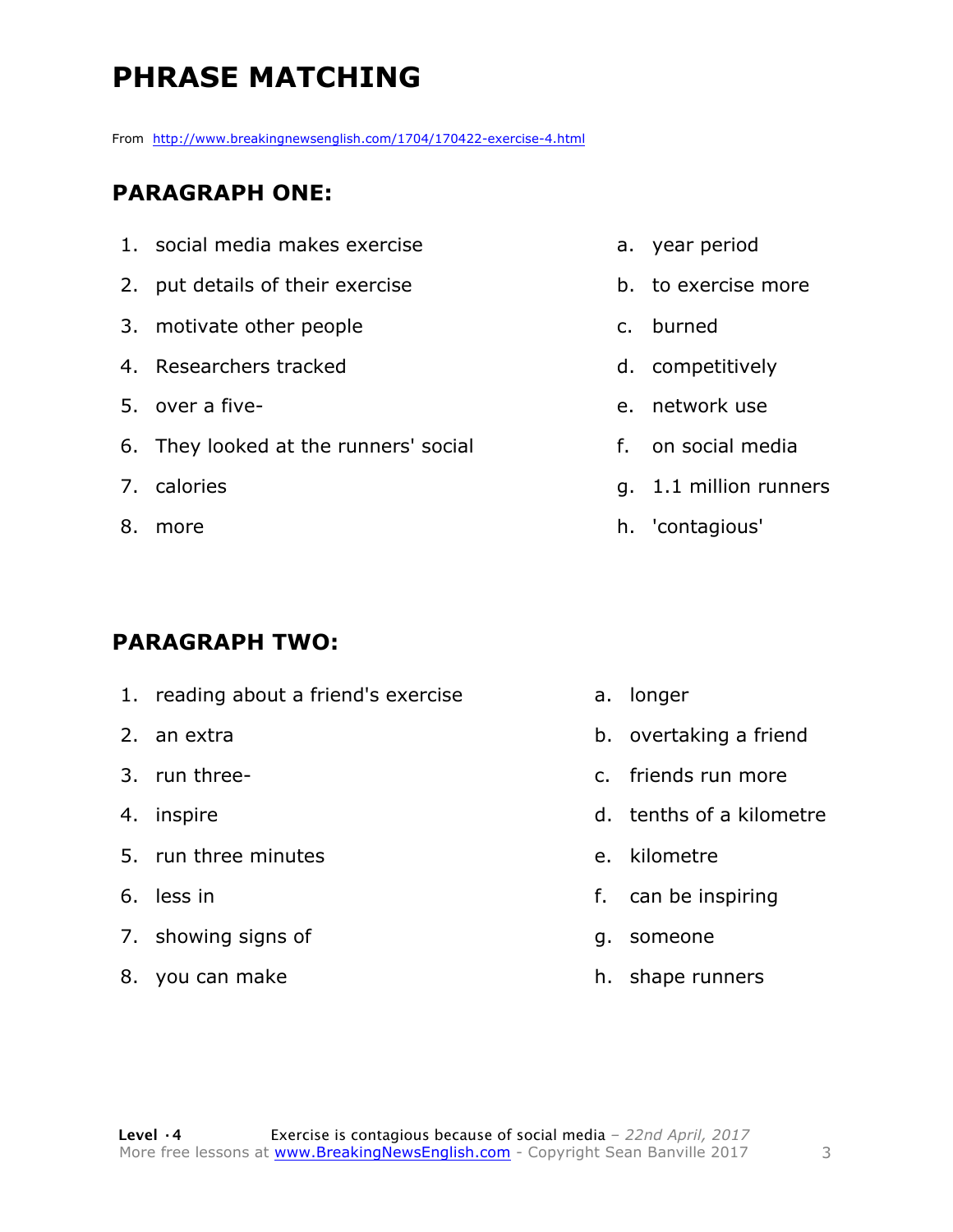# PHRASE MATCHING

From http://www.breakingnewsenglish.com/1704/170422-exercise-4.html

## PARAGRAPH ONE:

1. social media makes exercise
2. put details of their exercise
3. motivate other people
4. Researchers tracked
5. over a five-
6. They looked at the runners' social
7. calories
8. more

a. year period
b. to exercise more
c. burned
d. competitively
e. network use
f. on social media
g. 1.1 million runners
h. 'contagious'

## PARAGRAPH TWO:

1. reading about a friend's exercise
2. an extra
3. run three-
4. inspire
5. run three minutes
6. less in
7. showing signs of
8. you can make

a. longer
b. overtaking a friend
c. friends run more
d. tenths of a kilometre
e. kilometre
f. can be inspiring
g. someone
h. shape runners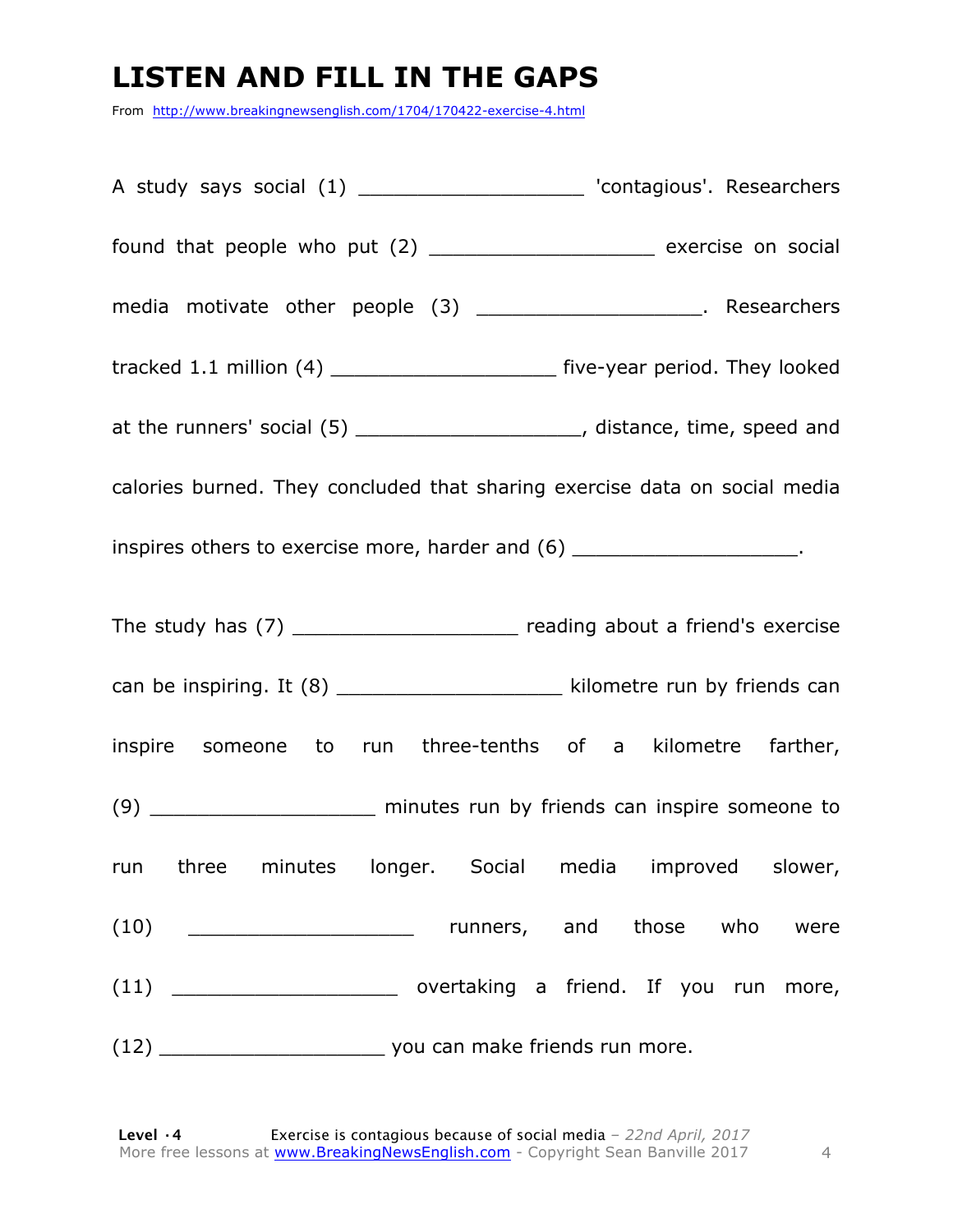# LISTEN AND FILL IN THE GAPS

From http://www.breakingnewsenglish.com/1704/170422-exercise-4.html

A study says social (1) ___________________ 'contagious'. Researchers found that people who put (2) ___________________ exercise on social media motivate other people (3) ___________________. Researchers tracked 1.1 million (4) ___________________ five-year period. They looked at the runners' social (5) ___________________, distance, time, speed and calories burned. They concluded that sharing exercise data on social media inspires others to exercise more, harder and (6) ___________________.

The study has (7) ___________________ reading about a friend's exercise can be inspiring. It (8) ___________________ kilometre run by friends can inspire someone to run three-tenths of a kilometre farther, (9) ___________________ minutes run by friends can inspire someone to run three minutes longer. Social media improved slower, (10) ___________________ runners, and those who were (11) ___________________ overtaking a friend. If you run more, (12) ___________________ you can make friends run more.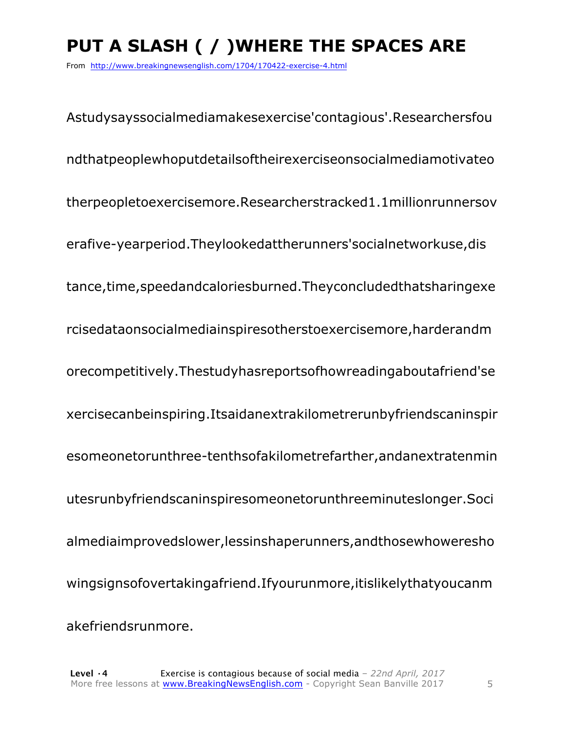# PUT A SLASH ( / )WHERE THE SPACES ARE

From http://www.breakingnewsenglish.com/1704/170422-exercise-4.html

Astudysayssocialmediamakesexercise'contagious'.Researchersfou

ndthatpeoplewhoputdetailsoftheirexerciseonsocialmediamotivateo

therpeopletoexercisemore.Researcherstracked1.1millionrunnersov

erafive-yearperiod.Theylookedattherunners'socialnetworkuse,dis

tance,time,speedandcaloriesburned.Theyconcludedthatsharingexe

rcisedataonsocialmediainspiresotherstoexercisemore,harderandm

orecompetitively.Thestudyhasreportsofhowreadingaboutafriend'se

xercisecanbeinspiring.Itsaidanextrakilometrerunbyfriendscaninspir

esomeonetorunthree-tenthsofakilometrefarther,andanextratenmin

utesrunbyfriendscaninspiresomeonetorunthreeminuteslonger.Soci

almediaimprovedslower,lessinshaperunners,andthosewhoweresho

wingsignsofovertakingafriend.Ifyourunmore,itislikelythatyoucanm

akefriendsrunmore.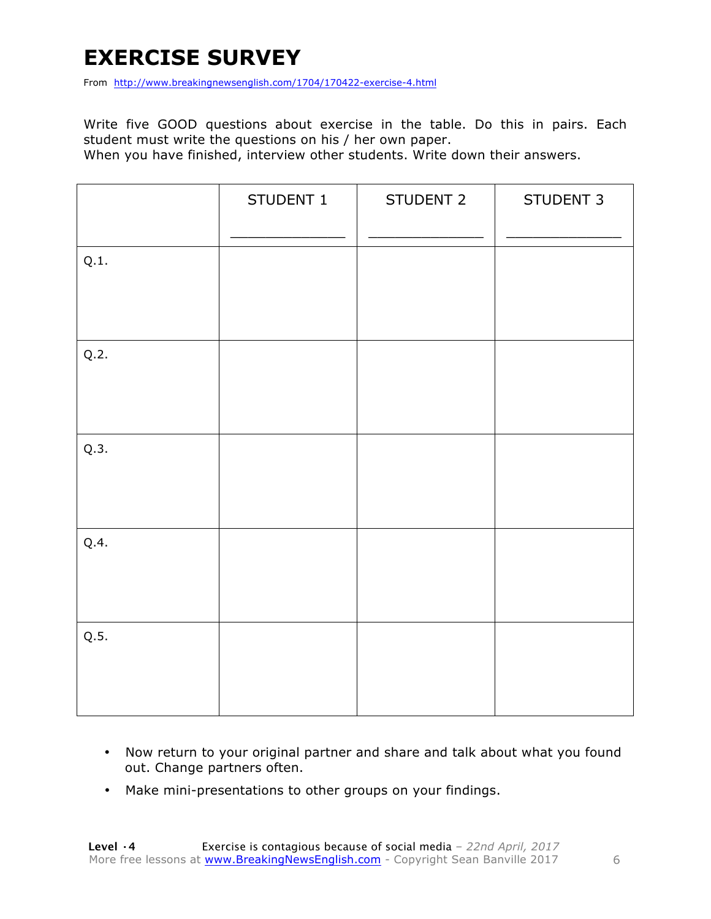# EXERCISE SURVEY

From http://www.breakingnewsenglish.com/1704/170422-exercise-4.html

Write five GOOD questions about exercise in the table. Do this in pairs. Each student must write the questions on his / her own paper.
When you have finished, interview other students. Write down their answers.

| | STUDENT 1<br>_____________ | STUDENT 2<br>_____________ | STUDENT 3<br>_____________ |
|---|---|---|---|
| Q.1. | | | |
| Q.2. | | | |
| Q.3. | | | |
| Q.4. | | | |
| Q.5. | | | |

- Now return to your original partner and share and talk about what you found out. Change partners often.
- Make mini-presentations to other groups on your findings.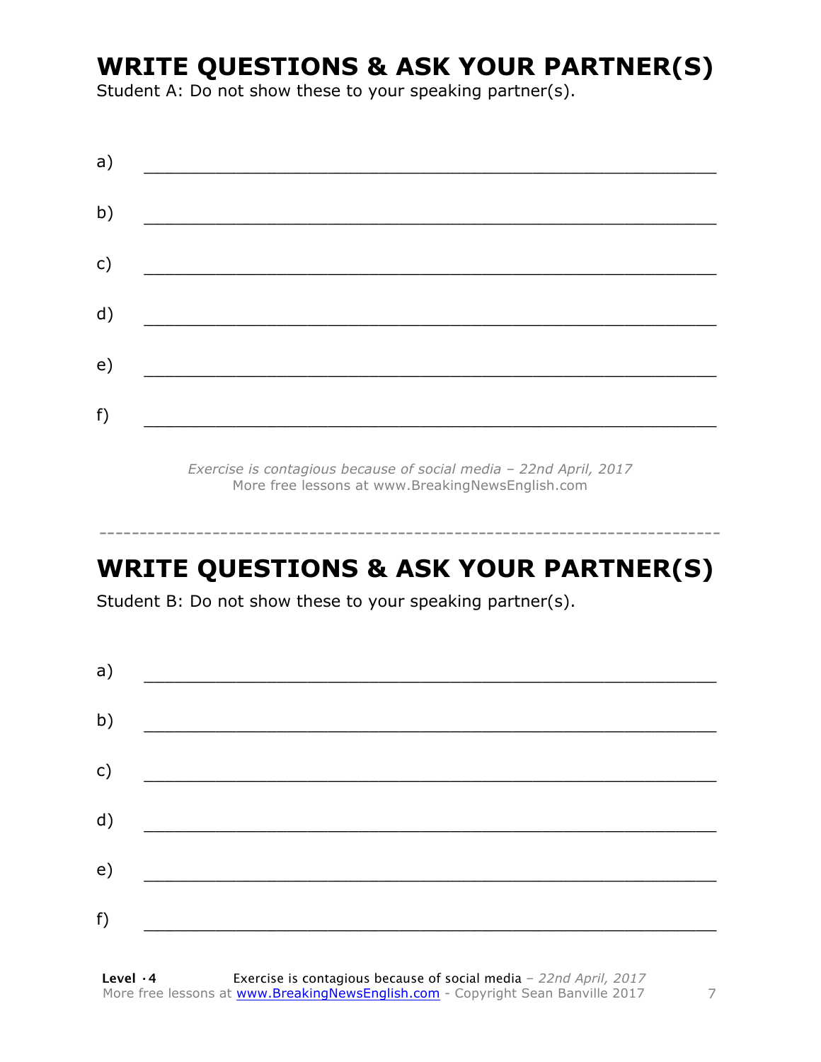# WRITE QUESTIONS & ASK YOUR PARTNER(S)

Student A: Do not show these to your speaking partner(s).

a) ___________________________________________________________

b) ___________________________________________________________

c) ___________________________________________________________

d) ___________________________________________________________

e) ___________________________________________________________

f) ___________________________________________________________

*Exercise is contagious because of social media – 22nd April, 2017*
More free lessons at www.BreakingNewsEnglish.com

---

# WRITE QUESTIONS & ASK YOUR PARTNER(S)

Student B: Do not show these to your speaking partner(s).

a) ___________________________________________________________

b) ___________________________________________________________

c) ___________________________________________________________

d) ___________________________________________________________

e) ___________________________________________________________

f) ___________________________________________________________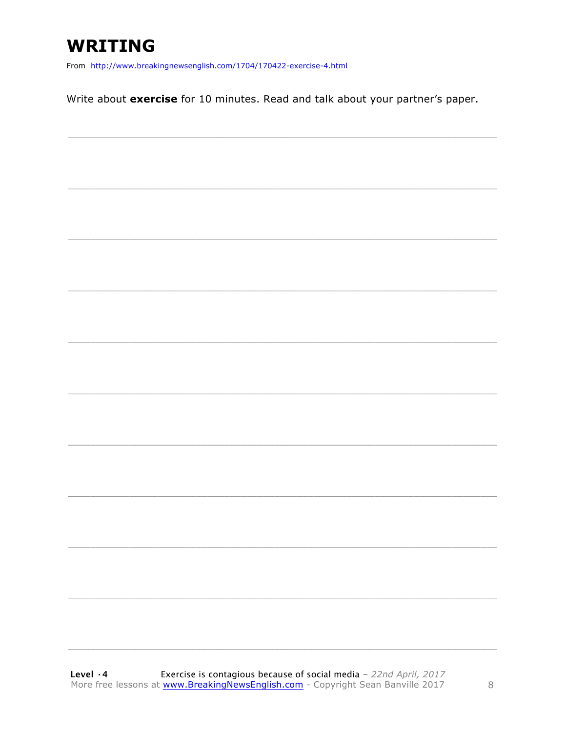# WRITING

From http://www.breakingnewsenglish.com/1704/170422-exercise-4.html

Write about **exercise** for 10 minutes. Read and talk about your partner's paper.

___________________________________________________________________________

___________________________________________________________________________

___________________________________________________________________________

___________________________________________________________________________

___________________________________________________________________________

___________________________________________________________________________

___________________________________________________________________________

___________________________________________________________________________

___________________________________________________________________________

___________________________________________________________________________

___________________________________________________________________________